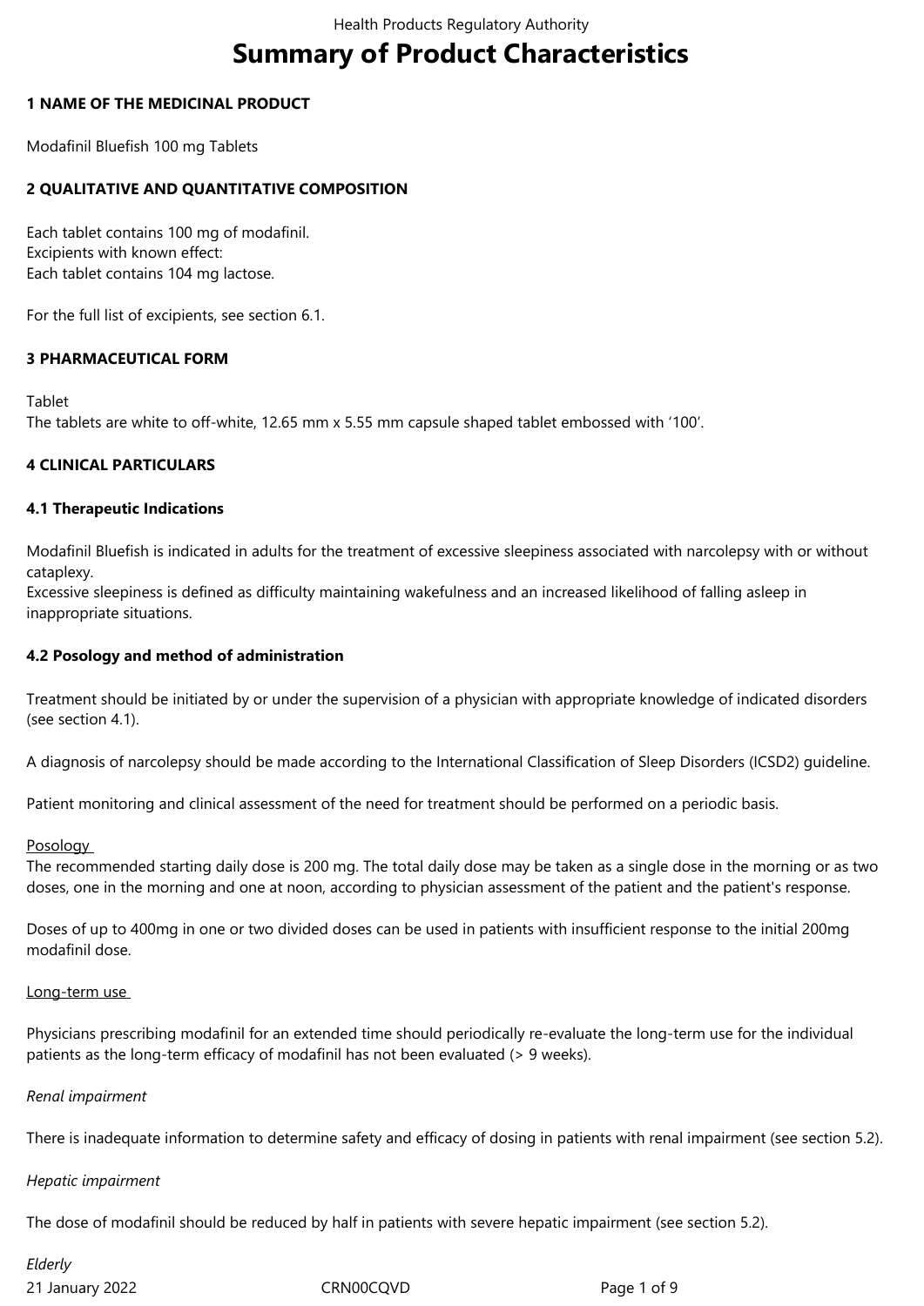# Summary of Product Characteristics

**1 NAME OF THE MEDICINAL PRODUCT**

Modafinil Bluefish 100 mg Tablets

**2 QUALITATIVE AND QUANTITATIVE COMPOSITION**

Each tablet contains 100 mg of modafinil.
Excipients with known effect:
Each tablet contains 104 mg lactose.

For the full list of excipients, see section 6.1.

**3 PHARMACEUTICAL FORM**

Tablet
The tablets are white to off-white, 12.65 mm x 5.55 mm capsule shaped tablet embossed with '100'.

**4 CLINICAL PARTICULARS**

**4.1 Therapeutic Indications**

Modafinil Bluefish is indicated in adults for the treatment of excessive sleepiness associated with narcolepsy with or without cataplexy.
Excessive sleepiness is defined as difficulty maintaining wakefulness and an increased likelihood of falling asleep in inappropriate situations.

**4.2 Posology and method of administration**

Treatment should be initiated by or under the supervision of a physician with appropriate knowledge of indicated disorders (see section 4.1).

A diagnosis of narcolepsy should be made according to the International Classification of Sleep Disorders (ICSD2) guideline.

Patient monitoring and clinical assessment of the need for treatment should be performed on a periodic basis.

Posology

The recommended starting daily dose is 200 mg. The total daily dose may be taken as a single dose in the morning or as two doses, one in the morning and one at noon, according to physician assessment of the patient and the patient's response.

Doses of up to 400mg in one or two divided doses can be used in patients with insufficient response to the initial 200mg modafinil dose.

Long-term use

Physicians prescribing modafinil for an extended time should periodically re-evaluate the long-term use for the individual patients as the long-term efficacy of modafinil has not been evaluated (> 9 weeks).

*Renal impairment*

There is inadequate information to determine safety and efficacy of dosing in patients with renal impairment (see section 5.2).

*Hepatic impairment*

The dose of modafinil should be reduced by half in patients with severe hepatic impairment (see section 5.2).

*Elderly*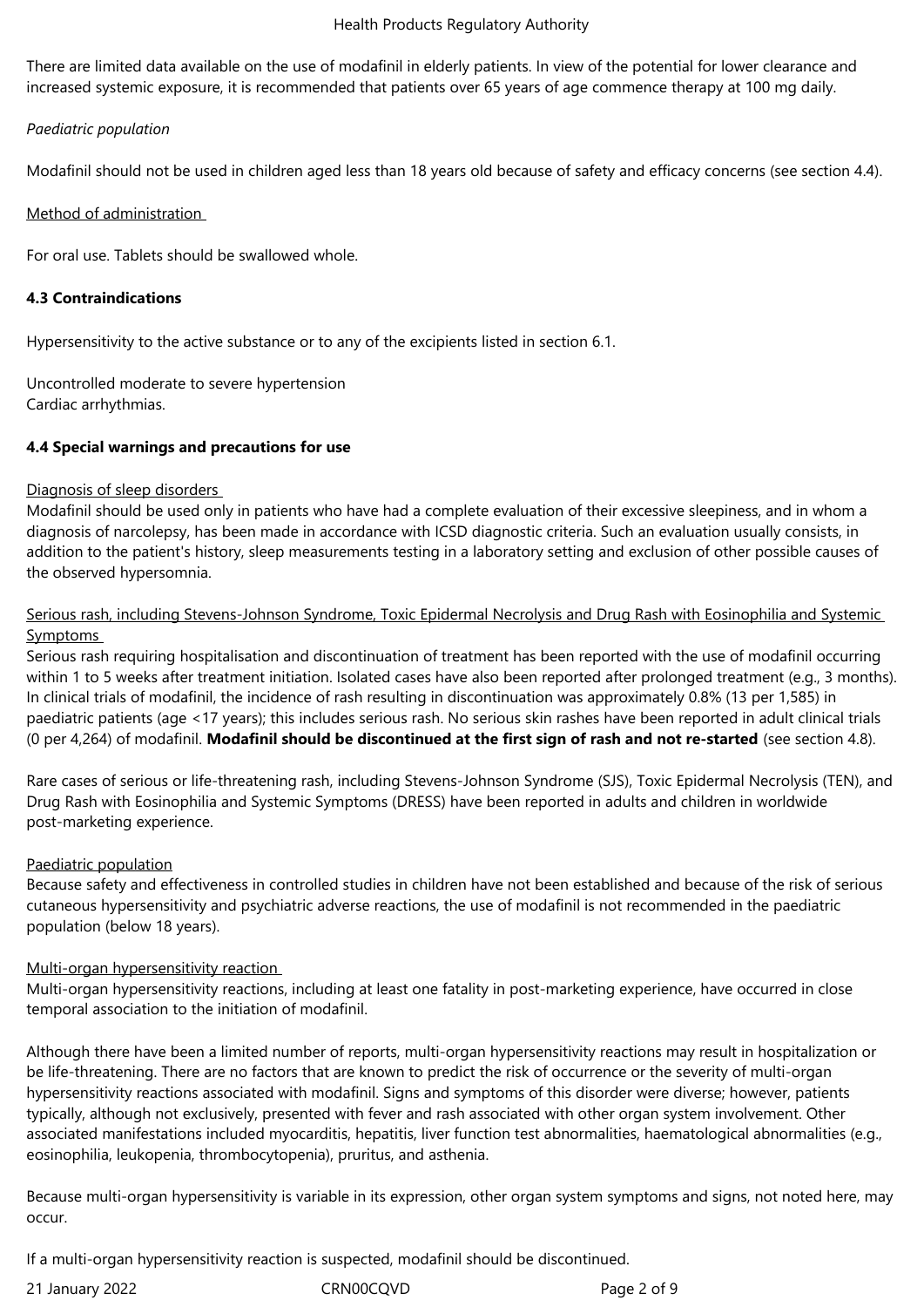There are limited data available on the use of modafinil in elderly patients. In view of the potential for lower clearance and increased systemic exposure, it is recommended that patients over 65 years of age commence therapy at 100 mg daily.

*Paediatric population*

Modafinil should not be used in children aged less than 18 years old because of safety and efficacy concerns (see section 4.4).

Method of administration

For oral use. Tablets should be swallowed whole.

**4.3 Contraindications**

Hypersensitivity to the active substance or to any of the excipients listed in section 6.1.

Uncontrolled moderate to severe hypertension
Cardiac arrhythmias.

**4.4 Special warnings and precautions for use**

Diagnosis of sleep disorders
Modafinil should be used only in patients who have had a complete evaluation of their excessive sleepiness, and in whom a diagnosis of narcolepsy, has been made in accordance with ICSD diagnostic criteria. Such an evaluation usually consists, in addition to the patient's history, sleep measurements testing in a laboratory setting and exclusion of other possible causes of the observed hypersomnia.

Serious rash, including Stevens-Johnson Syndrome, Toxic Epidermal Necrolysis and Drug Rash with Eosinophilia and Systemic Symptoms
Serious rash requiring hospitalisation and discontinuation of treatment has been reported with the use of modafinil occurring within 1 to 5 weeks after treatment initiation. Isolated cases have also been reported after prolonged treatment (e.g., 3 months). In clinical trials of modafinil, the incidence of rash resulting in discontinuation was approximately 0.8% (13 per 1,585) in paediatric patients (age <17 years); this includes serious rash. No serious skin rashes have been reported in adult clinical trials (0 per 4,264) of modafinil. **Modafinil should be discontinued at the first sign of rash and not re-started** (see section 4.8).

Rare cases of serious or life-threatening rash, including Stevens-Johnson Syndrome (SJS), Toxic Epidermal Necrolysis (TEN), and Drug Rash with Eosinophilia and Systemic Symptoms (DRESS) have been reported in adults and children in worldwide post-marketing experience.

Paediatric population
Because safety and effectiveness in controlled studies in children have not been established and because of the risk of serious cutaneous hypersensitivity and psychiatric adverse reactions, the use of modafinil is not recommended in the paediatric population (below 18 years).

Multi-organ hypersensitivity reaction
Multi-organ hypersensitivity reactions, including at least one fatality in post-marketing experience, have occurred in close temporal association to the initiation of modafinil.

Although there have been a limited number of reports, multi-organ hypersensitivity reactions may result in hospitalization or be life-threatening. There are no factors that are known to predict the risk of occurrence or the severity of multi-organ hypersensitivity reactions associated with modafinil. Signs and symptoms of this disorder were diverse; however, patients typically, although not exclusively, presented with fever and rash associated with other organ system involvement. Other associated manifestations included myocarditis, hepatitis, liver function test abnormalities, haematological abnormalities (e.g., eosinophilia, leukopenia, thrombocytopenia), pruritus, and asthenia.

Because multi-organ hypersensitivity is variable in its expression, other organ system symptoms and signs, not noted here, may occur.

If a multi-organ hypersensitivity reaction is suspected, modafinil should be discontinued.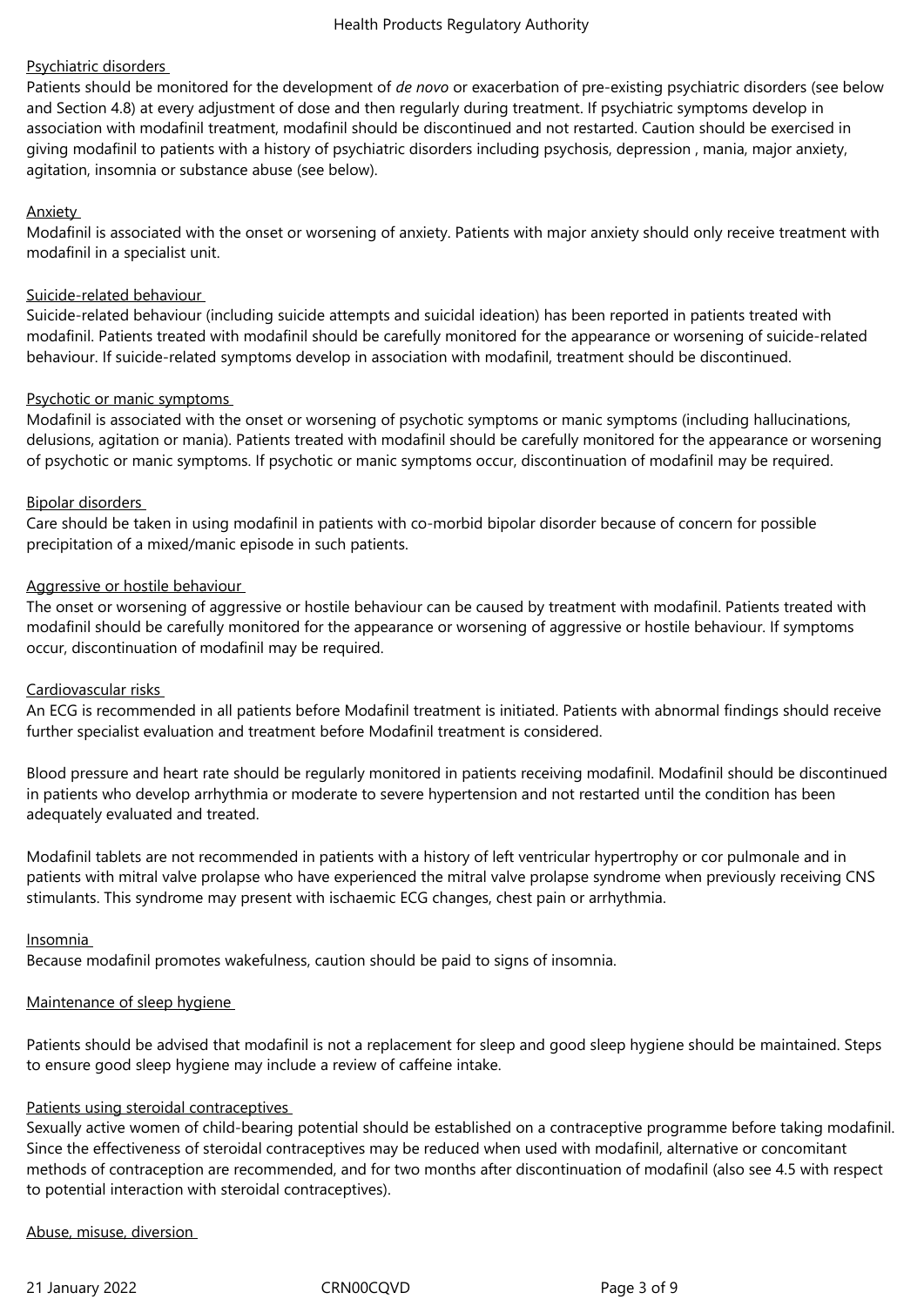Psychiatric disorders

Patients should be monitored for the development of *de novo* or exacerbation of pre-existing psychiatric disorders (see below and Section 4.8) at every adjustment of dose and then regularly during treatment. If psychiatric symptoms develop in association with modafinil treatment, modafinil should be discontinued and not restarted. Caution should be exercised in giving modafinil to patients with a history of psychiatric disorders including psychosis, depression , mania, major anxiety, agitation, insomnia or substance abuse (see below).

Anxiety

Modafinil is associated with the onset or worsening of anxiety. Patients with major anxiety should only receive treatment with modafinil in a specialist unit.

Suicide-related behaviour

Suicide-related behaviour (including suicide attempts and suicidal ideation) has been reported in patients treated with modafinil. Patients treated with modafinil should be carefully monitored for the appearance or worsening of suicide-related behaviour. If suicide-related symptoms develop in association with modafinil, treatment should be discontinued.

Psychotic or manic symptoms

Modafinil is associated with the onset or worsening of psychotic symptoms or manic symptoms (including hallucinations, delusions, agitation or mania). Patients treated with modafinil should be carefully monitored for the appearance or worsening of psychotic or manic symptoms. If psychotic or manic symptoms occur, discontinuation of modafinil may be required.

Bipolar disorders

Care should be taken in using modafinil in patients with co-morbid bipolar disorder because of concern for possible precipitation of a mixed/manic episode in such patients.

Aggressive or hostile behaviour

The onset or worsening of aggressive or hostile behaviour can be caused by treatment with modafinil. Patients treated with modafinil should be carefully monitored for the appearance or worsening of aggressive or hostile behaviour. If symptoms occur, discontinuation of modafinil may be required.

Cardiovascular risks

An ECG is recommended in all patients before Modafinil treatment is initiated. Patients with abnormal findings should receive further specialist evaluation and treatment before Modafinil treatment is considered.

Blood pressure and heart rate should be regularly monitored in patients receiving modafinil. Modafinil should be discontinued in patients who develop arrhythmia or moderate to severe hypertension and not restarted until the condition has been adequately evaluated and treated.

Modafinil tablets are not recommended in patients with a history of left ventricular hypertrophy or cor pulmonale and in patients with mitral valve prolapse who have experienced the mitral valve prolapse syndrome when previously receiving CNS stimulants. This syndrome may present with ischaemic ECG changes, chest pain or arrhythmia.

Insomnia

Because modafinil promotes wakefulness, caution should be paid to signs of insomnia.

Maintenance of sleep hygiene

Patients should be advised that modafinil is not a replacement for sleep and good sleep hygiene should be maintained. Steps to ensure good sleep hygiene may include a review of caffeine intake.

Patients using steroidal contraceptives

Sexually active women of child-bearing potential should be established on a contraceptive programme before taking modafinil. Since the effectiveness of steroidal contraceptives may be reduced when used with modafinil, alternative or concomitant methods of contraception are recommended, and for two months after discontinuation of modafinil (also see 4.5 with respect to potential interaction with steroidal contraceptives).

Abuse, misuse, diversion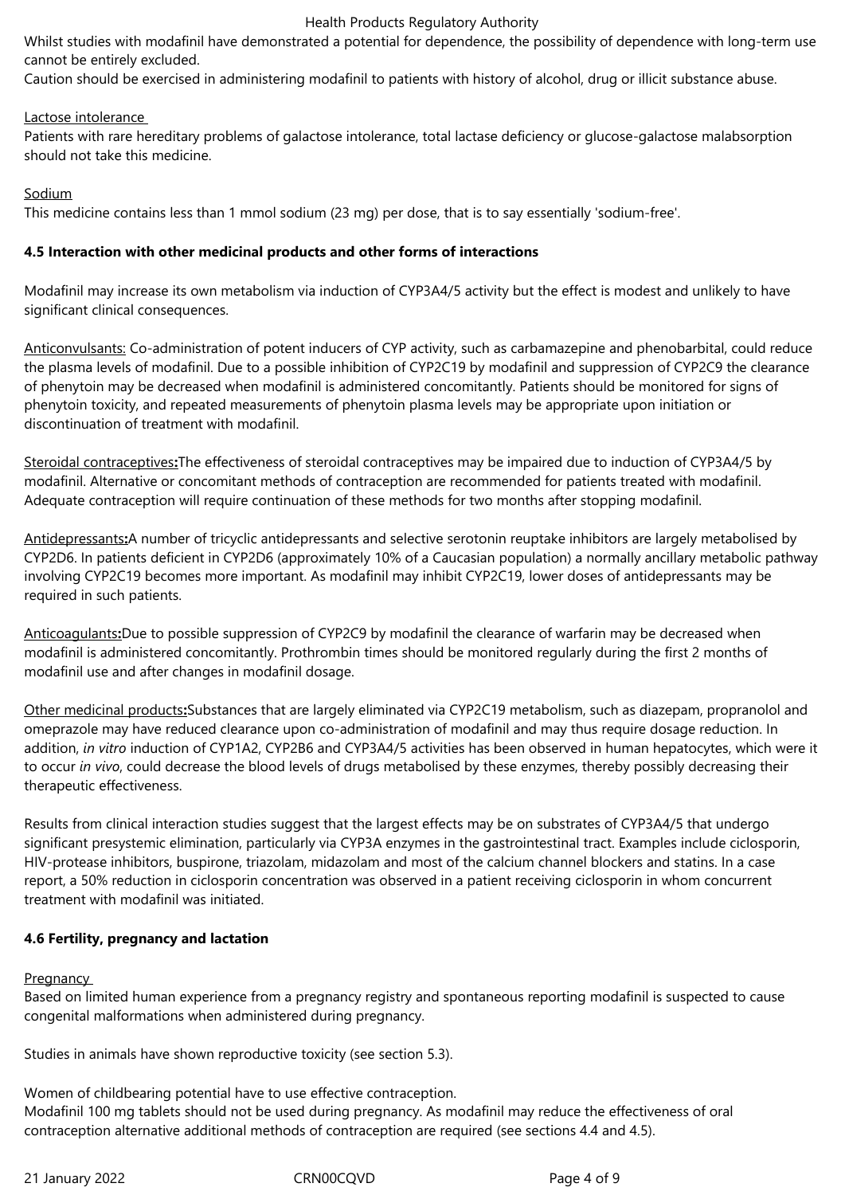Whilst studies with modafinil have demonstrated a potential for dependence, the possibility of dependence with long-term use cannot be entirely excluded.
Caution should be exercised in administering modafinil to patients with history of alcohol, drug or illicit substance abuse.

Lactose intolerance
Patients with rare hereditary problems of galactose intolerance, total lactase deficiency or glucose-galactose malabsorption should not take this medicine.

Sodium
This medicine contains less than 1 mmol sodium (23 mg) per dose, that is to say essentially 'sodium-free'.

**4.5 Interaction with other medicinal products and other forms of interactions**

Modafinil may increase its own metabolism via induction of CYP3A4/5 activity but the effect is modest and unlikely to have significant clinical consequences.

Anticonvulsants: Co-administration of potent inducers of CYP activity, such as carbamazepine and phenobarbital, could reduce the plasma levels of modafinil. Due to a possible inhibition of CYP2C19 by modafinil and suppression of CYP2C9 the clearance of phenytoin may be decreased when modafinil is administered concomitantly. Patients should be monitored for signs of phenytoin toxicity, and repeated measurements of phenytoin plasma levels may be appropriate upon initiation or discontinuation of treatment with modafinil.

Steroidal contraceptives**:**The effectiveness of steroidal contraceptives may be impaired due to induction of CYP3A4/5 by modafinil. Alternative or concomitant methods of contraception are recommended for patients treated with modafinil. Adequate contraception will require continuation of these methods for two months after stopping modafinil.

Antidepressants**:**A number of tricyclic antidepressants and selective serotonin reuptake inhibitors are largely metabolised by CYP2D6. In patients deficient in CYP2D6 (approximately 10% of a Caucasian population) a normally ancillary metabolic pathway involving CYP2C19 becomes more important. As modafinil may inhibit CYP2C19, lower doses of antidepressants may be required in such patients.

Anticoagulants**:**Due to possible suppression of CYP2C9 by modafinil the clearance of warfarin may be decreased when modafinil is administered concomitantly. Prothrombin times should be monitored regularly during the first 2 months of modafinil use and after changes in modafinil dosage.

Other medicinal products**:**Substances that are largely eliminated via CYP2C19 metabolism, such as diazepam, propranolol and omeprazole may have reduced clearance upon co-administration of modafinil and may thus require dosage reduction. In addition, *in vitro* induction of CYP1A2, CYP2B6 and CYP3A4/5 activities has been observed in human hepatocytes, which were it to occur *in vivo*, could decrease the blood levels of drugs metabolised by these enzymes, thereby possibly decreasing their therapeutic effectiveness.

Results from clinical interaction studies suggest that the largest effects may be on substrates of CYP3A4/5 that undergo significant presystemic elimination, particularly via CYP3A enzymes in the gastrointestinal tract. Examples include ciclosporin, HIV-protease inhibitors, buspirone, triazolam, midazolam and most of the calcium channel blockers and statins. In a case report, a 50% reduction in ciclosporin concentration was observed in a patient receiving ciclosporin in whom concurrent treatment with modafinil was initiated.

**4.6 Fertility, pregnancy and lactation**

Pregnancy
Based on limited human experience from a pregnancy registry and spontaneous reporting modafinil is suspected to cause congenital malformations when administered during pregnancy.

Studies in animals have shown reproductive toxicity (see section 5.3).

Women of childbearing potential have to use effective contraception.
Modafinil 100 mg tablets should not be used during pregnancy. As modafinil may reduce the effectiveness of oral contraception alternative additional methods of contraception are required (see sections 4.4 and 4.5).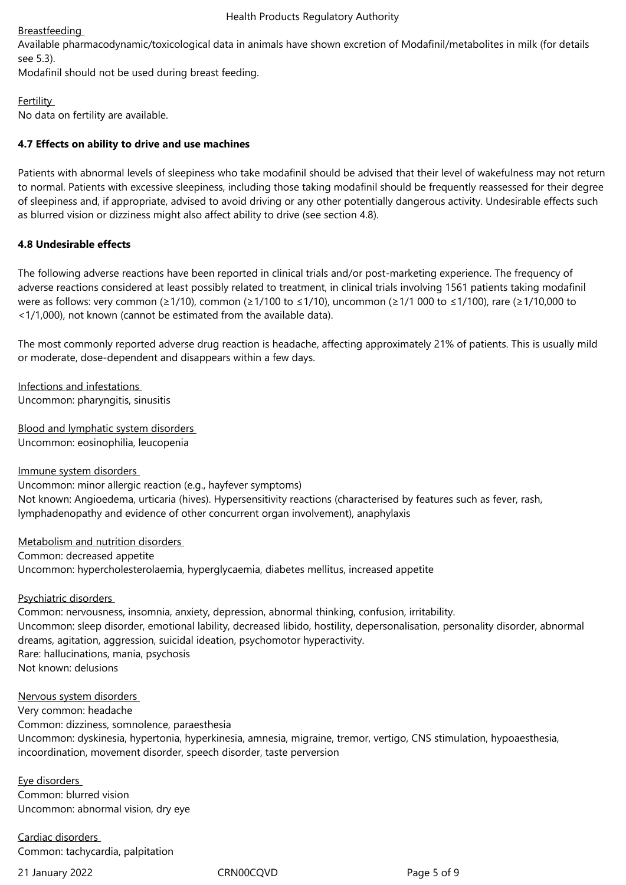Breastfeeding

Available pharmacodynamic/toxicological data in animals have shown excretion of Modafinil/metabolites in milk (for details see 5.3).

Modafinil should not be used during breast feeding.

Fertility

No data on fertility are available.

### 4.7 Effects on ability to drive and use machines

Patients with abnormal levels of sleepiness who take modafinil should be advised that their level of wakefulness may not return to normal. Patients with excessive sleepiness, including those taking modafinil should be frequently reassessed for their degree of sleepiness and, if appropriate, advised to avoid driving or any other potentially dangerous activity. Undesirable effects such as blurred vision or dizziness might also affect ability to drive (see section 4.8).

### 4.8 Undesirable effects

The following adverse reactions have been reported in clinical trials and/or post-marketing experience. The frequency of adverse reactions considered at least possibly related to treatment, in clinical trials involving 1561 patients taking modafinil were as follows: very common (≥1/10), common (≥1/100 to ≤1/10), uncommon (≥1/1 000 to ≤1/100), rare (≥1/10,000 to <1/1,000), not known (cannot be estimated from the available data).

The most commonly reported adverse drug reaction is headache, affecting approximately 21% of patients. This is usually mild or moderate, dose-dependent and disappears within a few days.

Infections and infestations

Uncommon: pharyngitis, sinusitis

Blood and lymphatic system disorders

Uncommon: eosinophilia, leucopenia

Immune system disorders

Uncommon: minor allergic reaction (e.g., hayfever symptoms)

Not known: Angioedema, urticaria (hives). Hypersensitivity reactions (characterised by features such as fever, rash, lymphadenopathy and evidence of other concurrent organ involvement), anaphylaxis

Metabolism and nutrition disorders

Common: decreased appetite

Uncommon: hypercholesterolaemia, hyperglycaemia, diabetes mellitus, increased appetite

Psychiatric disorders

Common: nervousness, insomnia, anxiety, depression, abnormal thinking, confusion, irritability.

Uncommon: sleep disorder, emotional lability, decreased libido, hostility, depersonalisation, personality disorder, abnormal dreams, agitation, aggression, suicidal ideation, psychomotor hyperactivity.

Rare: hallucinations, mania, psychosis

Not known: delusions

Nervous system disorders

Very common: headache

Common: dizziness, somnolence, paraesthesia

Uncommon: dyskinesia, hypertonia, hyperkinesia, amnesia, migraine, tremor, vertigo, CNS stimulation, hypoaesthesia, incoordination, movement disorder, speech disorder, taste perversion

Eye disorders

Common: blurred vision

Uncommon: abnormal vision, dry eye

Cardiac disorders

Common: tachycardia, palpitation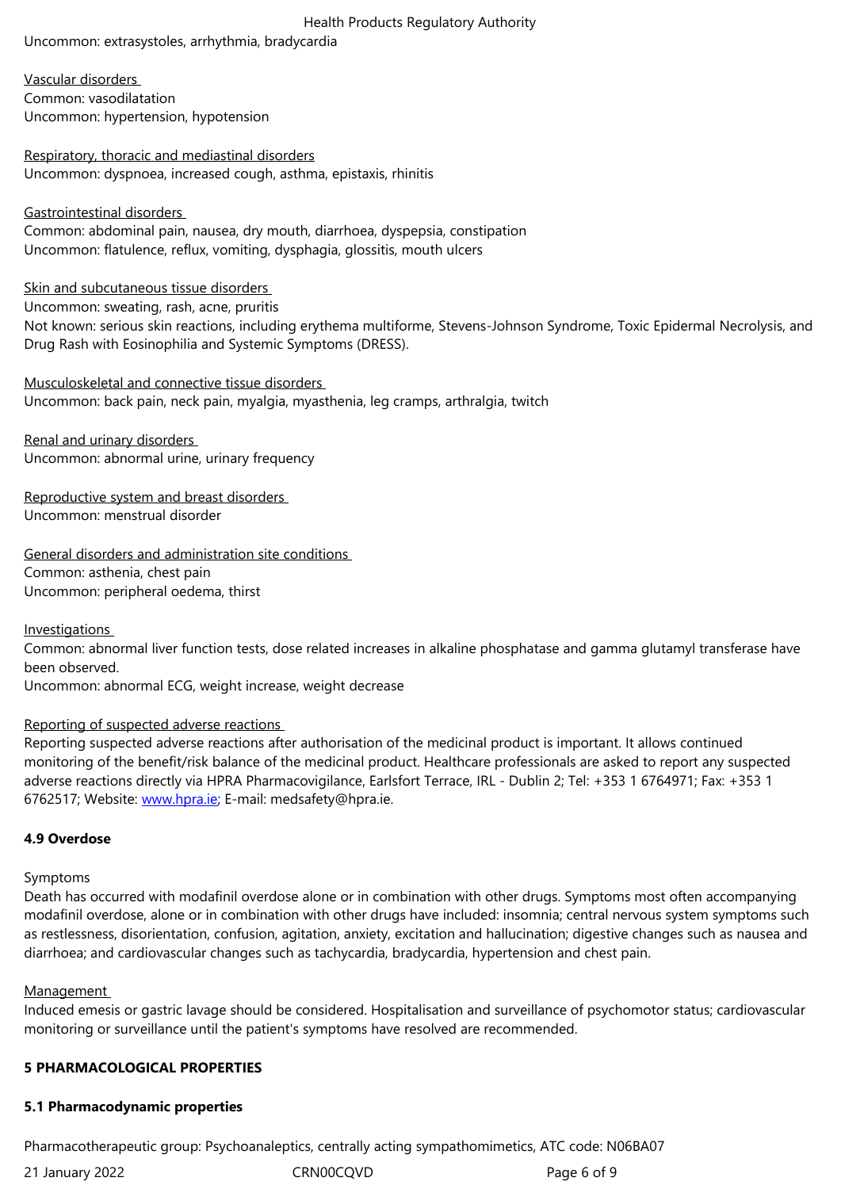Uncommon: extrasystoles, arrhythmia, bradycardia

Vascular disorders
Common: vasodilatation
Uncommon: hypertension, hypotension

Respiratory, thoracic and mediastinal disorders
Uncommon: dyspnoea, increased cough, asthma, epistaxis, rhinitis

Gastrointestinal disorders
Common: abdominal pain, nausea, dry mouth, diarrhoea, dyspepsia, constipation
Uncommon: flatulence, reflux, vomiting, dysphagia, glossitis, mouth ulcers

Skin and subcutaneous tissue disorders
Uncommon: sweating, rash, acne, pruritis
Not known: serious skin reactions, including erythema multiforme, Stevens-Johnson Syndrome, Toxic Epidermal Necrolysis, and Drug Rash with Eosinophilia and Systemic Symptoms (DRESS).

Musculoskeletal and connective tissue disorders
Uncommon: back pain, neck pain, myalgia, myasthenia, leg cramps, arthralgia, twitch

Renal and urinary disorders
Uncommon: abnormal urine, urinary frequency

Reproductive system and breast disorders
Uncommon: menstrual disorder

General disorders and administration site conditions
Common: asthenia, chest pain
Uncommon: peripheral oedema, thirst

Investigations
Common: abnormal liver function tests, dose related increases in alkaline phosphatase and gamma glutamyl transferase have been observed.
Uncommon: abnormal ECG, weight increase, weight decrease

Reporting of suspected adverse reactions
Reporting suspected adverse reactions after authorisation of the medicinal product is important. It allows continued monitoring of the benefit/risk balance of the medicinal product. Healthcare professionals are asked to report any suspected adverse reactions directly via HPRA Pharmacovigilance, Earlsfort Terrace, IRL - Dublin 2; Tel: +353 1 6764971; Fax: +353 1 6762517; Website: www.hpra.ie; E-mail: medsafety@hpra.ie.

## 4.9 Overdose

Symptoms
Death has occurred with modafinil overdose alone or in combination with other drugs. Symptoms most often accompanying modafinil overdose, alone or in combination with other drugs have included: insomnia; central nervous system symptoms such as restlessness, disorientation, confusion, agitation, anxiety, excitation and hallucination; digestive changes such as nausea and diarrhoea; and cardiovascular changes such as tachycardia, bradycardia, hypertension and chest pain.

Management
Induced emesis or gastric lavage should be considered. Hospitalisation and surveillance of psychomotor status; cardiovascular monitoring or surveillance until the patient's symptoms have resolved are recommended.

# 5 PHARMACOLOGICAL PROPERTIES

## 5.1 Pharmacodynamic properties

Pharmacotherapeutic group: Psychoanaleptics, centrally acting sympathomimetics, ATC code: N06BA07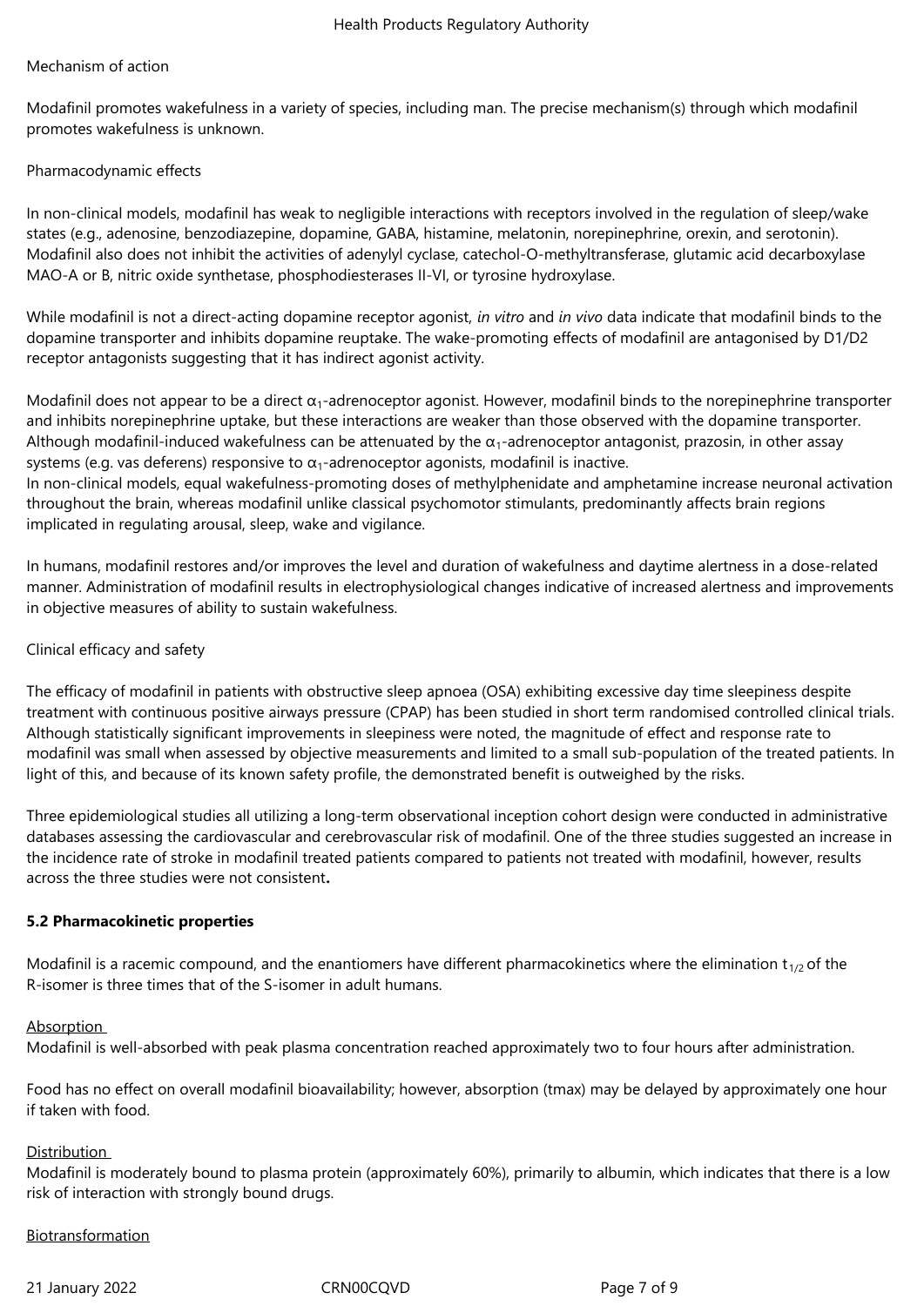Mechanism of action

Modafinil promotes wakefulness in a variety of species, including man. The precise mechanism(s) through which modafinil promotes wakefulness is unknown.

Pharmacodynamic effects

In non-clinical models, modafinil has weak to negligible interactions with receptors involved in the regulation of sleep/wake states (e.g., adenosine, benzodiazepine, dopamine, GABA, histamine, melatonin, norepinephrine, orexin, and serotonin). Modafinil also does not inhibit the activities of adenylyl cyclase, catechol-O-methyltransferase, glutamic acid decarboxylase MAO-A or B, nitric oxide synthetase, phosphodiesterases II-VI, or tyrosine hydroxylase.

While modafinil is not a direct-acting dopamine receptor agonist, *in vitro* and *in vivo* data indicate that modafinil binds to the dopamine transporter and inhibits dopamine reuptake. The wake-promoting effects of modafinil are antagonised by D1/D2 receptor antagonists suggesting that it has indirect agonist activity.

Modafinil does not appear to be a direct $\alpha_1$-adrenoceptor agonist. However, modafinil binds to the norepinephrine transporter and inhibits norepinephrine uptake, but these interactions are weaker than those observed with the dopamine transporter. Although modafinil-induced wakefulness can be attenuated by the $\alpha_1$-adrenoceptor antagonist, prazosin, in other assay systems (e.g. vas deferens) responsive to $\alpha_1$-adrenoceptor agonists, modafinil is inactive.
In non-clinical models, equal wakefulness-promoting doses of methylphenidate and amphetamine increase neuronal activation throughout the brain, whereas modafinil unlike classical psychomotor stimulants, predominantly affects brain regions implicated in regulating arousal, sleep, wake and vigilance.

In humans, modafinil restores and/or improves the level and duration of wakefulness and daytime alertness in a dose-related manner. Administration of modafinil results in electrophysiological changes indicative of increased alertness and improvements in objective measures of ability to sustain wakefulness.

Clinical efficacy and safety

The efficacy of modafinil in patients with obstructive sleep apnoea (OSA) exhibiting excessive day time sleepiness despite treatment with continuous positive airways pressure (CPAP) has been studied in short term randomised controlled clinical trials. Although statistically significant improvements in sleepiness were noted, the magnitude of effect and response rate to modafinil was small when assessed by objective measurements and limited to a small sub-population of the treated patients. In light of this, and because of its known safety profile, the demonstrated benefit is outweighed by the risks.

Three epidemiological studies all utilizing a long-term observational inception cohort design were conducted in administrative databases assessing the cardiovascular and cerebrovascular risk of modafinil. One of the three studies suggested an increase in the incidence rate of stroke in modafinil treated patients compared to patients not treated with modafinil, however, results across the three studies were not consistent**.**

**5.2 Pharmacokinetic properties**

Modafinil is a racemic compound, and the enantiomers have different pharmacokinetics where the elimination $t_{1/2}$ of the R-isomer is three times that of the S-isomer in adult humans.

Absorption
Modafinil is well-absorbed with peak plasma concentration reached approximately two to four hours after administration.

Food has no effect on overall modafinil bioavailability; however, absorption (tmax) may be delayed by approximately one hour if taken with food.

Distribution
Modafinil is moderately bound to plasma protein (approximately 60%), primarily to albumin, which indicates that there is a low risk of interaction with strongly bound drugs.

Biotransformation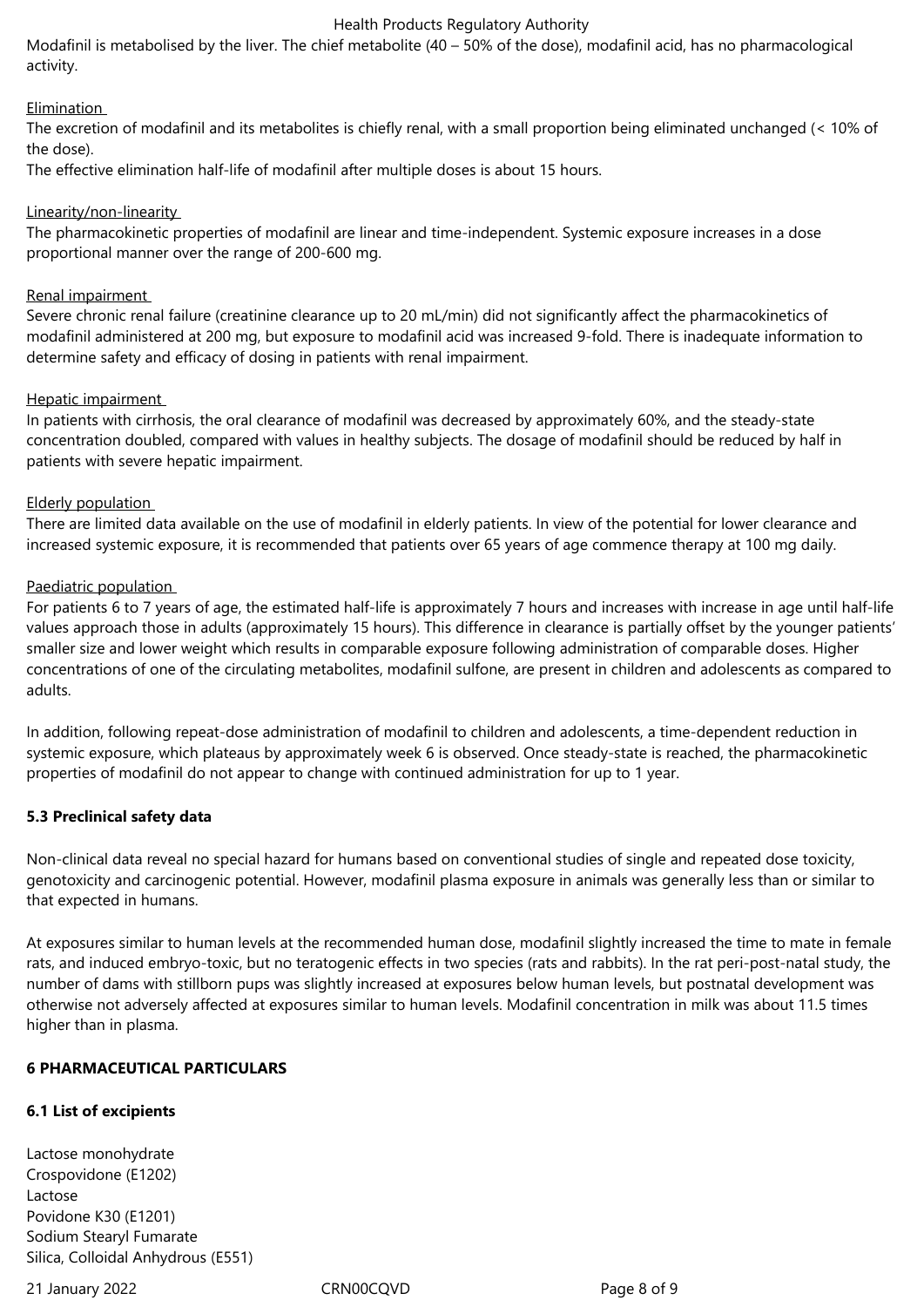Modafinil is metabolised by the liver. The chief metabolite (40 – 50% of the dose), modafinil acid, has no pharmacological activity.

Elimination

The excretion of modafinil and its metabolites is chiefly renal, with a small proportion being eliminated unchanged (< 10% of the dose).

The effective elimination half-life of modafinil after multiple doses is about 15 hours.

Linearity/non-linearity

The pharmacokinetic properties of modafinil are linear and time-independent. Systemic exposure increases in a dose proportional manner over the range of 200-600 mg.

Renal impairment

Severe chronic renal failure (creatinine clearance up to 20 mL/min) did not significantly affect the pharmacokinetics of modafinil administered at 200 mg, but exposure to modafinil acid was increased 9-fold. There is inadequate information to determine safety and efficacy of dosing in patients with renal impairment.

Hepatic impairment

In patients with cirrhosis, the oral clearance of modafinil was decreased by approximately 60%, and the steady-state concentration doubled, compared with values in healthy subjects. The dosage of modafinil should be reduced by half in patients with severe hepatic impairment.

Elderly population

There are limited data available on the use of modafinil in elderly patients. In view of the potential for lower clearance and increased systemic exposure, it is recommended that patients over 65 years of age commence therapy at 100 mg daily.

Paediatric population

For patients 6 to 7 years of age, the estimated half-life is approximately 7 hours and increases with increase in age until half-life values approach those in adults (approximately 15 hours). This difference in clearance is partially offset by the younger patients' smaller size and lower weight which results in comparable exposure following administration of comparable doses. Higher concentrations of one of the circulating metabolites, modafinil sulfone, are present in children and adolescents as compared to adults.

In addition, following repeat-dose administration of modafinil to children and adolescents, a time-dependent reduction in systemic exposure, which plateaus by approximately week 6 is observed. Once steady-state is reached, the pharmacokinetic properties of modafinil do not appear to change with continued administration for up to 1 year.

## 5.3 Preclinical safety data

Non-clinical data reveal no special hazard for humans based on conventional studies of single and repeated dose toxicity, genotoxicity and carcinogenic potential. However, modafinil plasma exposure in animals was generally less than or similar to that expected in humans.

At exposures similar to human levels at the recommended human dose, modafinil slightly increased the time to mate in female rats, and induced embryo-toxic, but no teratogenic effects in two species (rats and rabbits). In the rat peri-post-natal study, the number of dams with stillborn pups was slightly increased at exposures below human levels, but postnatal development was otherwise not adversely affected at exposures similar to human levels. Modafinil concentration in milk was about 11.5 times higher than in plasma.

# 6 PHARMACEUTICAL PARTICULARS

## 6.1 List of excipients

Lactose monohydrate
Crospovidone (E1202)
Lactose
Povidone K30 (E1201)
Sodium Stearyl Fumarate
Silica, Colloidal Anhydrous (E551)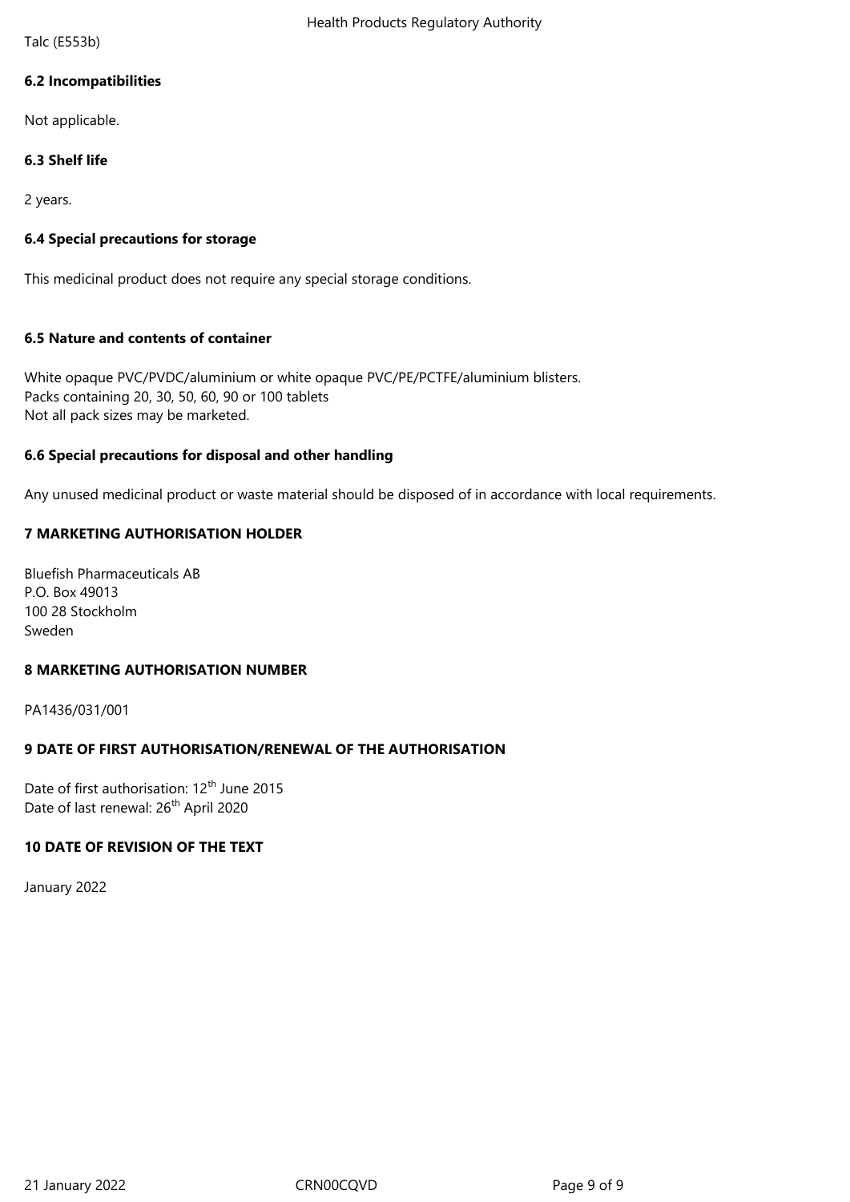Talc (E553b)

### 6.2 Incompatibilities

Not applicable.

### 6.3 Shelf life

2 years.

### 6.4 Special precautions for storage

This medicinal product does not require any special storage conditions.

### 6.5 Nature and contents of container

White opaque PVC/PVDC/aluminium or white opaque PVC/PE/PCTFE/aluminium blisters.
Packs containing 20, 30, 50, 60, 90 or 100 tablets
Not all pack sizes may be marketed.

### 6.6 Special precautions for disposal and other handling

Any unused medicinal product or waste material should be disposed of in accordance with local requirements.

## 7 MARKETING AUTHORISATION HOLDER

Bluefish Pharmaceuticals AB
P.O. Box 49013
100 28 Stockholm
Sweden

## 8 MARKETING AUTHORISATION NUMBER

PA1436/031/001

## 9 DATE OF FIRST AUTHORISATION/RENEWAL OF THE AUTHORISATION

Date of first authorisation: 12th June 2015
Date of last renewal: 26th April 2020

## 10 DATE OF REVISION OF THE TEXT

January 2022